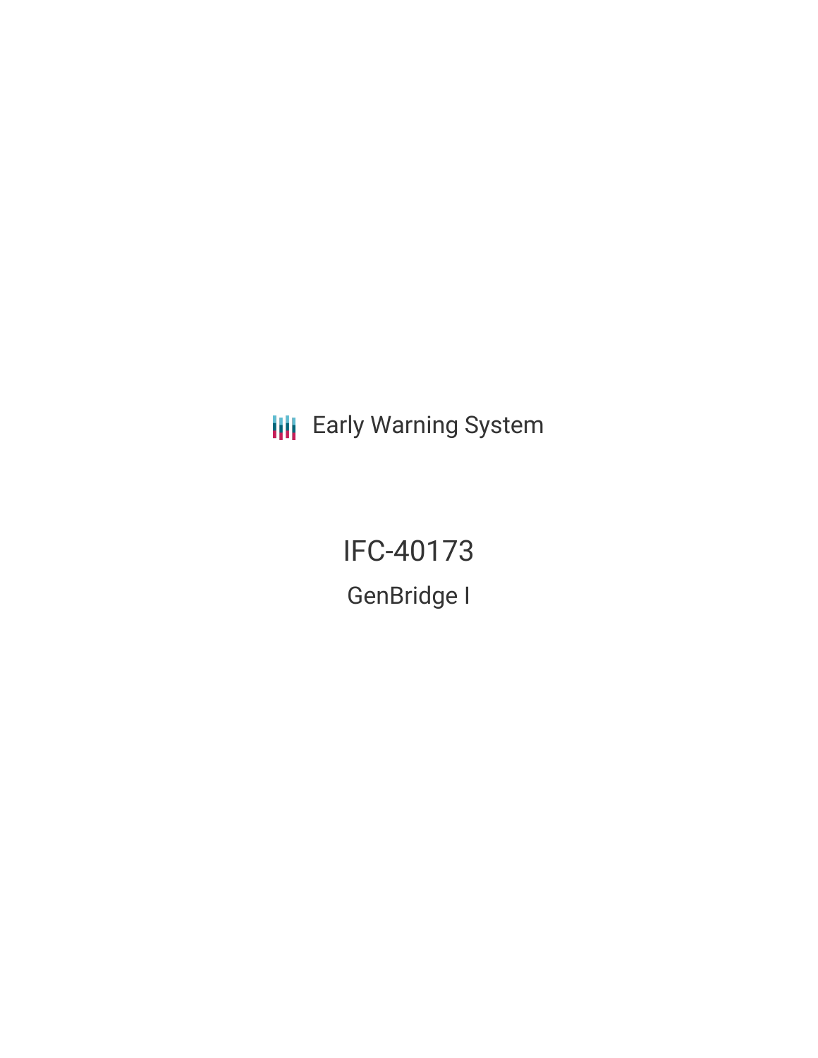Early Warning System

# IFC-40173

## GenBridge I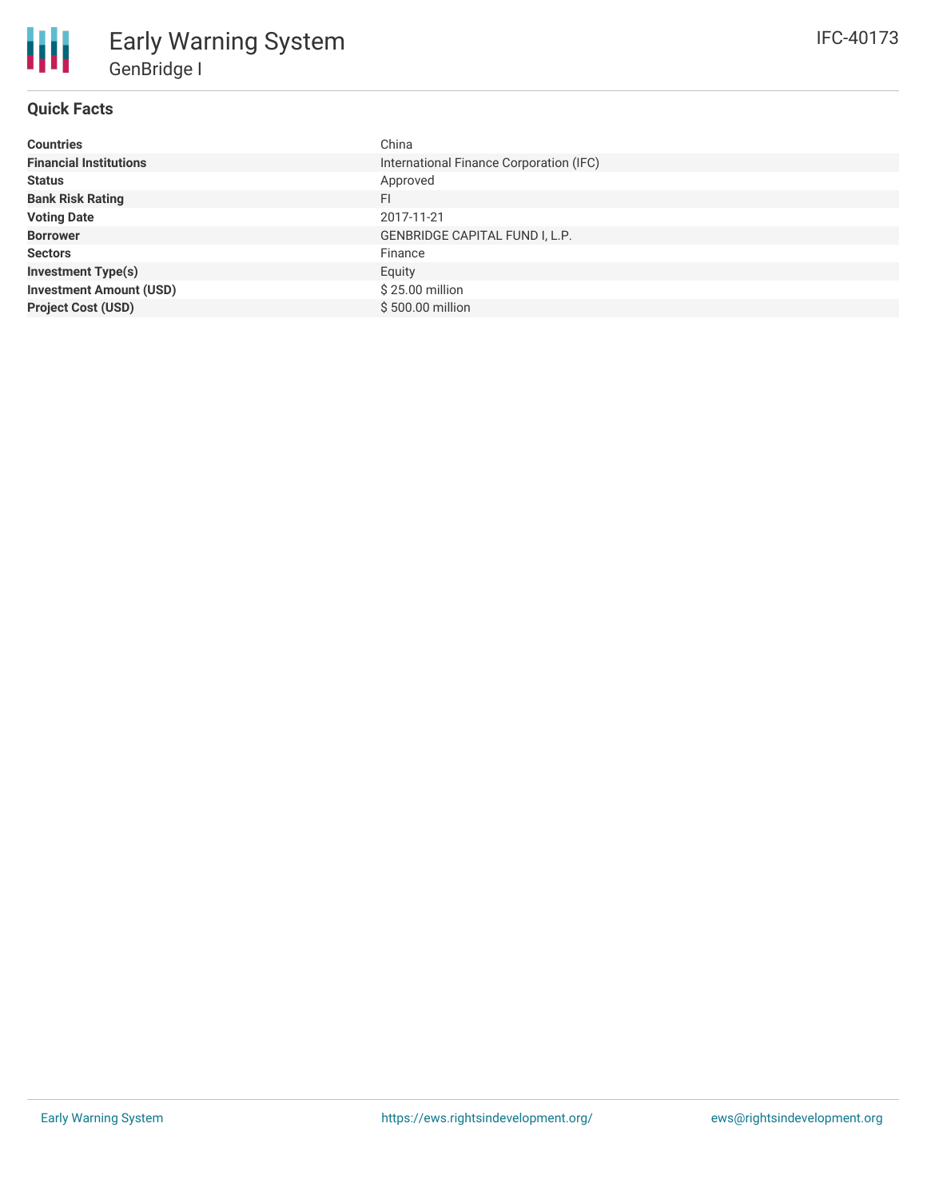# Early Warning System

## GenBridge I

IFC-40173

### Quick Facts

| | |
|---|---|
| **Countries** | China |
| **Financial Institutions** | International Finance Corporation (IFC) |
| **Status** | Approved |
| **Bank Risk Rating** | FI |
| **Voting Date** | 2017-11-21 |
| **Borrower** | GENBRIDGE CAPITAL FUND I, L.P. |
| **Sectors** | Finance |
| **Investment Type(s)** | Equity |
| **Investment Amount (USD)** | $ 25.00 million |
| **Project Cost (USD)** | $ 500.00 million |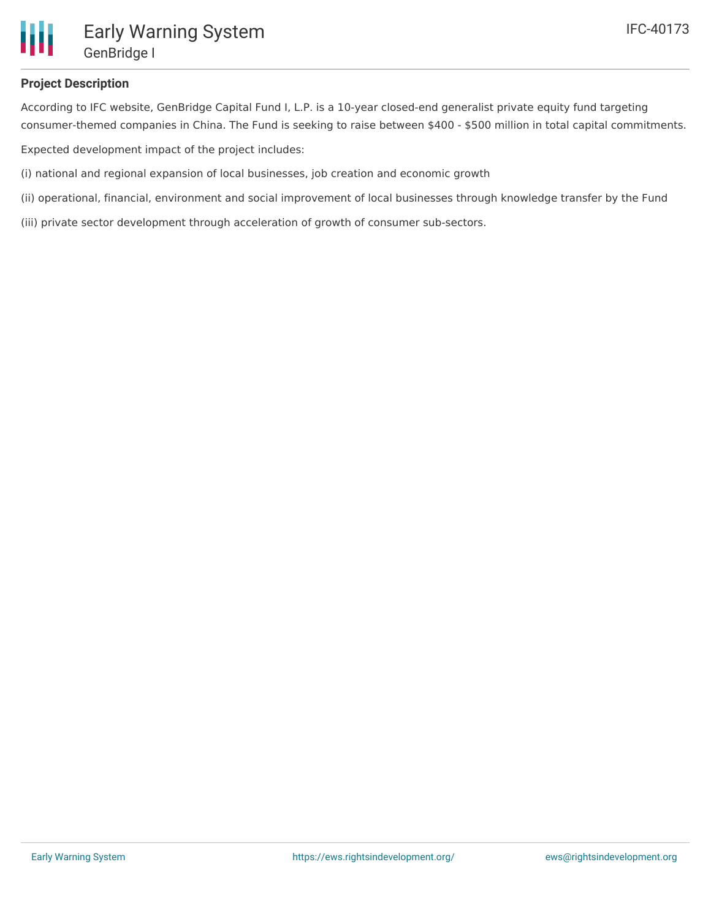## Project Description

According to IFC website, GenBridge Capital Fund I, L.P. is a 10-year closed-end generalist private equity fund targeting consumer-themed companies in China. The Fund is seeking to raise between $400 - $500 million in total capital commitments.

Expected development impact of the project includes:

(i) national and regional expansion of local businesses, job creation and economic growth

(ii) operational, financial, environment and social improvement of local businesses through knowledge transfer by the Fund

(iii) private sector development through acceleration of growth of consumer sub-sectors.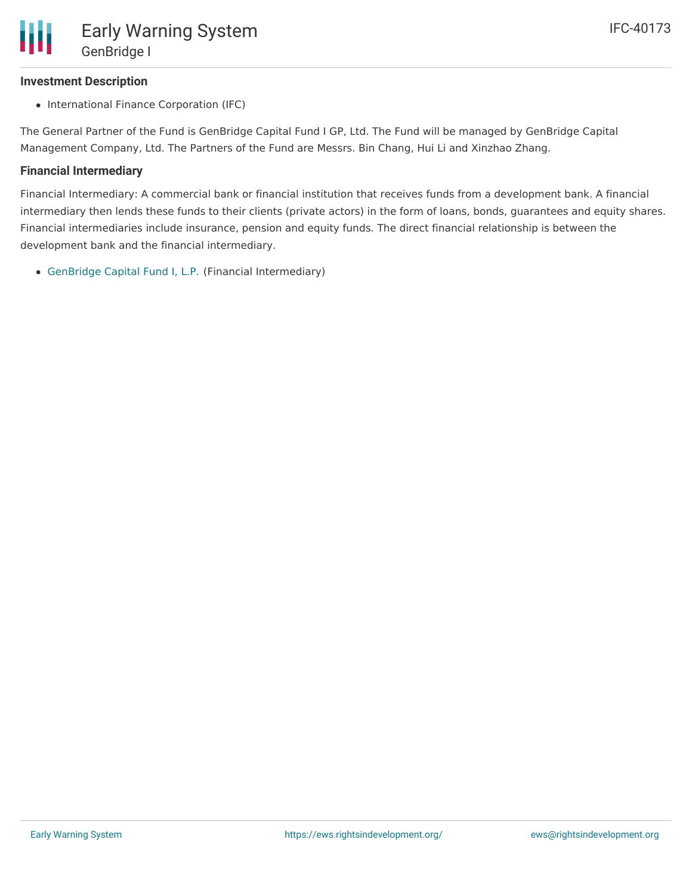### Investment Description

- International Finance Corporation (IFC)

The General Partner of the Fund is GenBridge Capital Fund I GP, Ltd. The Fund will be managed by GenBridge Capital Management Company, Ltd. The Partners of the Fund are Messrs. Bin Chang, Hui Li and Xinzhao Zhang.

### Financial Intermediary

Financial Intermediary: A commercial bank or financial institution that receives funds from a development bank. A financial intermediary then lends these funds to their clients (private actors) in the form of loans, bonds, guarantees and equity shares. Financial intermediaries include insurance, pension and equity funds. The direct financial relationship is between the development bank and the financial intermediary.

- GenBridge Capital Fund I, L.P. (Financial Intermediary)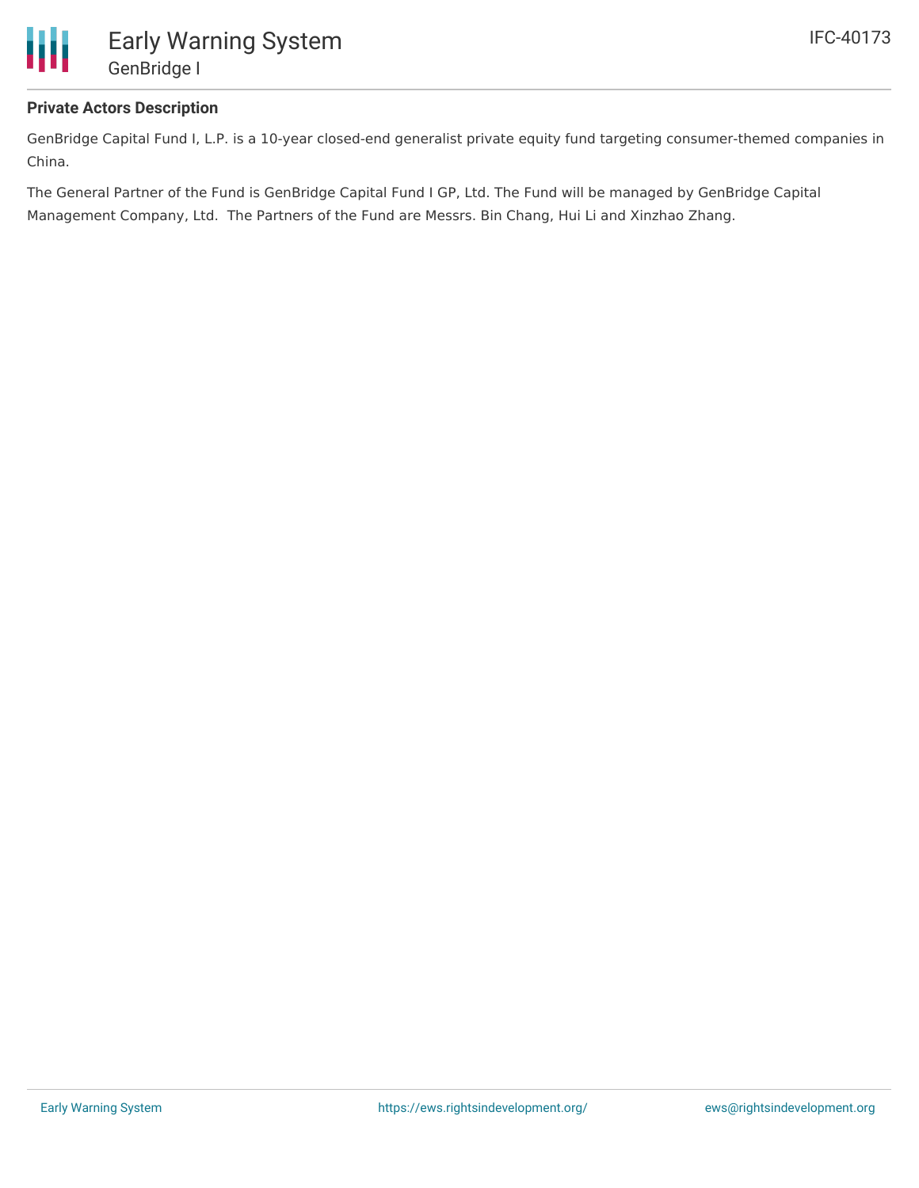## Private Actors Description

GenBridge Capital Fund I, L.P. is a 10-year closed-end generalist private equity fund targeting consumer-themed companies in China.

The General Partner of the Fund is GenBridge Capital Fund I GP, Ltd. The Fund will be managed by GenBridge Capital Management Company, Ltd. The Partners of the Fund are Messrs. Bin Chang, Hui Li and Xinzhao Zhang.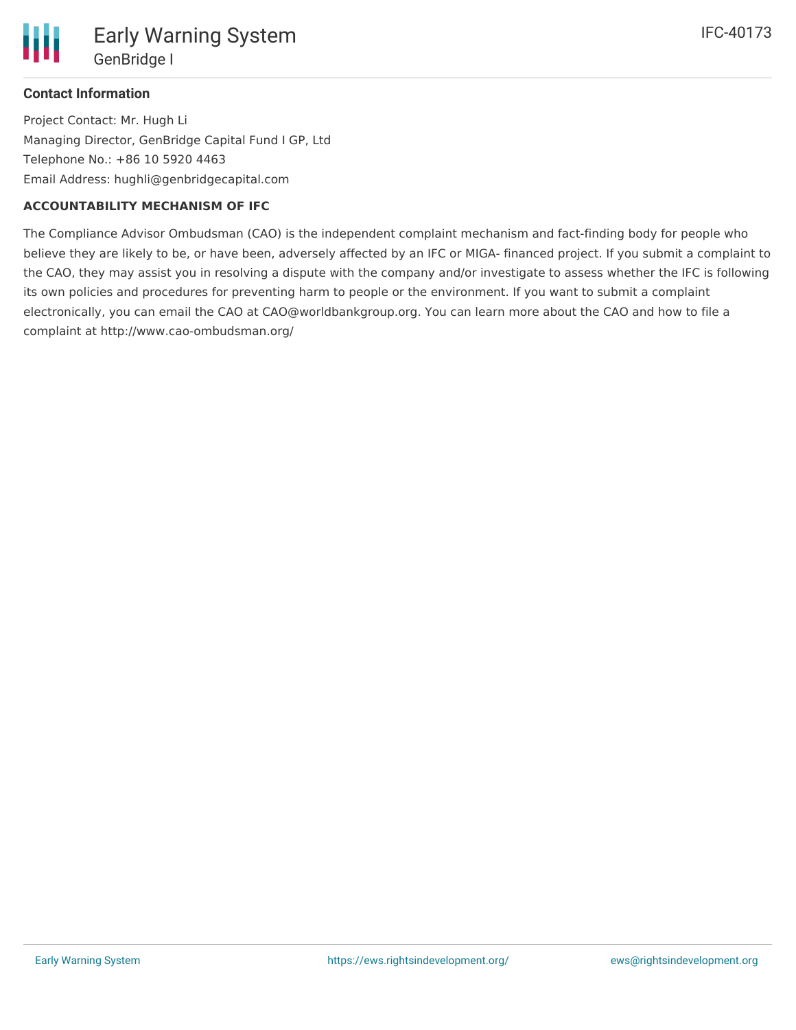### Contact Information

Project Contact: Mr. Hugh Li
Managing Director, GenBridge Capital Fund I GP, Ltd
Telephone No.: +86 10 5920 4463
Email Address: hughli@genbridgecapital.com

**ACCOUNTABILITY MECHANISM OF IFC**

The Compliance Advisor Ombudsman (CAO) is the independent complaint mechanism and fact-finding body for people who believe they are likely to be, or have been, adversely affected by an IFC or MIGA- financed project. If you submit a complaint to the CAO, they may assist you in resolving a dispute with the company and/or investigate to assess whether the IFC is following its own policies and procedures for preventing harm to people or the environment. If you want to submit a complaint electronically, you can email the CAO at CAO@worldbankgroup.org. You can learn more about the CAO and how to file a complaint at http://www.cao-ombudsman.org/